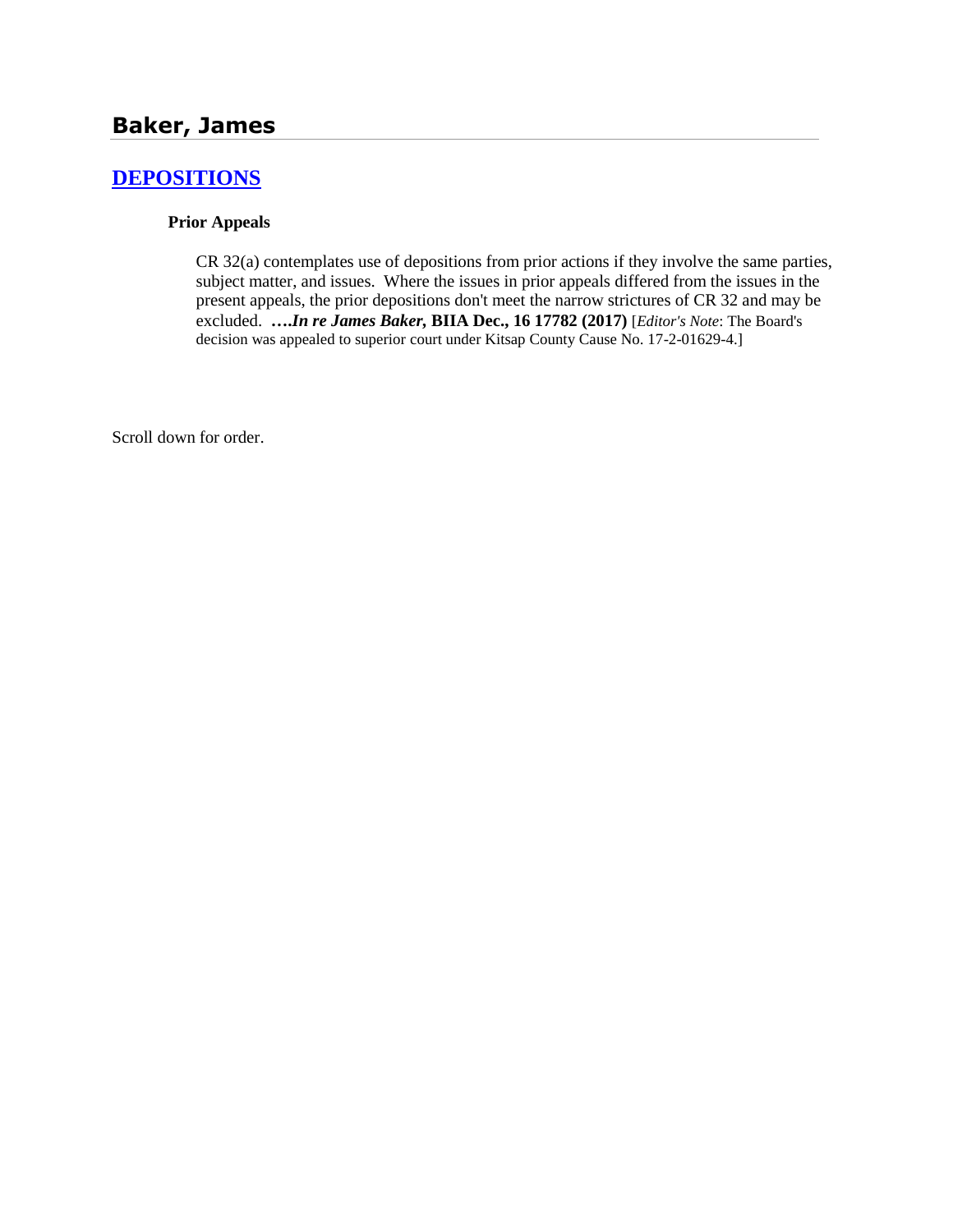## Baker, James

### DEPOSITIONS

**Prior Appeals**

CR 32(a) contemplates use of depositions from prior actions if they involve the same parties, subject matter, and issues. Where the issues in prior appeals differed from the issues in the present appeals, the prior depositions don't meet the narrow strictures of CR 32 and may be excluded. **….*In re James Baker*, BIIA Dec., 16 17782 (2017)** [*Editor's Note*: The Board's decision was appealed to superior court under Kitsap County Cause No. 17-2-01629-4.]

Scroll down for order.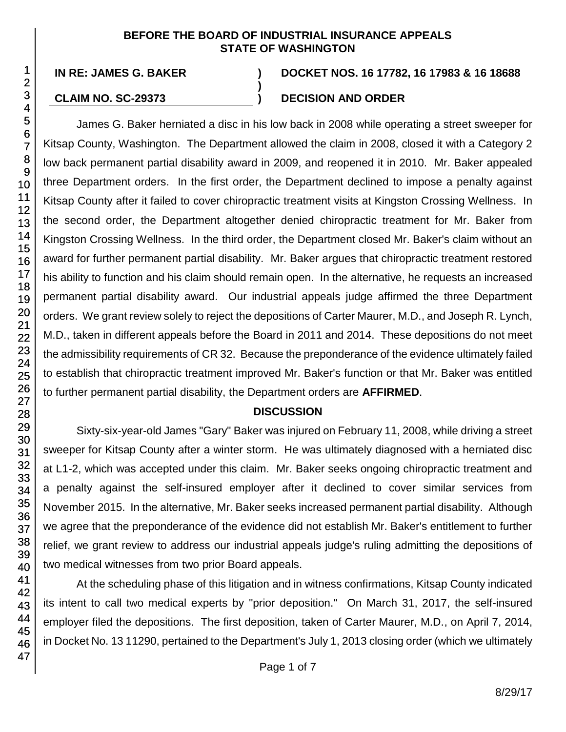**BEFORE THE BOARD OF INDUSTRIAL INSURANCE APPEALS STATE OF WASHINGTON**

**IN RE: JAMES G. BAKER** ) **DOCKET NOS. 16 17782, 16 17983 & 16 18688**

**CLAIM NO. SC-29373** ) **DECISION AND ORDER**

James G. Baker herniated a disc in his low back in 2008 while operating a street sweeper for Kitsap County, Washington. The Department allowed the claim in 2008, closed it with a Category 2 low back permanent partial disability award in 2009, and reopened it in 2010. Mr. Baker appealed three Department orders. In the first order, the Department declined to impose a penalty against Kitsap County after it failed to cover chiropractic treatment visits at Kingston Crossing Wellness. In the second order, the Department altogether denied chiropractic treatment for Mr. Baker from Kingston Crossing Wellness. In the third order, the Department closed Mr. Baker's claim without an award for further permanent partial disability. Mr. Baker argues that chiropractic treatment restored his ability to function and his claim should remain open. In the alternative, he requests an increased permanent partial disability award. Our industrial appeals judge affirmed the three Department orders. We grant review solely to reject the depositions of Carter Maurer, M.D., and Joseph R. Lynch, M.D., taken in different appeals before the Board in 2011 and 2014. These depositions do not meet the admissibility requirements of CR 32. Because the preponderance of the evidence ultimately failed to establish that chiropractic treatment improved Mr. Baker's function or that Mr. Baker was entitled to further permanent partial disability, the Department orders are **AFFIRMED**.

## DISCUSSION

Sixty-six-year-old James "Gary" Baker was injured on February 11, 2008, while driving a street sweeper for Kitsap County after a winter storm. He was ultimately diagnosed with a herniated disc at L1-2, which was accepted under this claim. Mr. Baker seeks ongoing chiropractic treatment and a penalty against the self-insured employer after it declined to cover similar services from November 2015. In the alternative, Mr. Baker seeks increased permanent partial disability. Although we agree that the preponderance of the evidence did not establish Mr. Baker's entitlement to further relief, we grant review to address our industrial appeals judge's ruling admitting the depositions of two medical witnesses from two prior Board appeals.

At the scheduling phase of this litigation and in witness confirmations, Kitsap County indicated its intent to call two medical experts by "prior deposition." On March 31, 2017, the self-insured employer filed the depositions. The first deposition, taken of Carter Maurer, M.D., on April 7, 2014, in Docket No. 13 11290, pertained to the Department's July 1, 2013 closing order (which we ultimately

8/29/17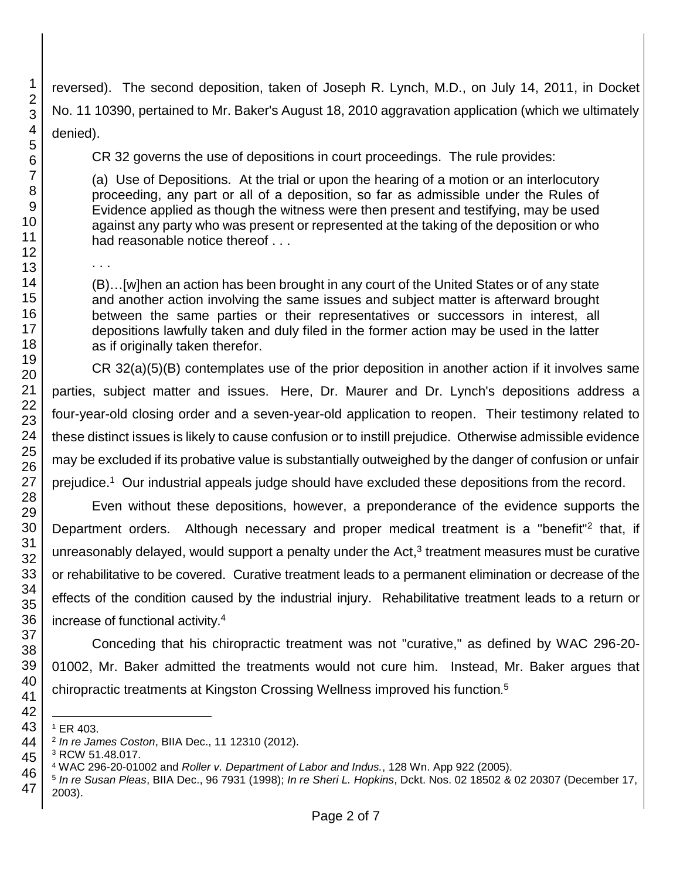reversed). The second deposition, taken of Joseph R. Lynch, M.D., on July 14, 2011, in Docket No. 11 10390, pertained to Mr. Baker's August 18, 2010 aggravation application (which we ultimately denied).

CR 32 governs the use of depositions in court proceedings. The rule provides:

> (a) Use of Depositions. At the trial or upon the hearing of a motion or an interlocutory proceeding, any part or all of a deposition, so far as admissible under the Rules of Evidence applied as though the witness were then present and testifying, may be used against any party who was present or represented at the taking of the deposition or who had reasonable notice thereof . . .
>
> . . .
>
> (B)…[w]hen an action has been brought in any court of the United States or of any state and another action involving the same issues and subject matter is afterward brought between the same parties or their representatives or successors in interest, all depositions lawfully taken and duly filed in the former action may be used in the latter as if originally taken therefor.

CR 32(a)(5)(B) contemplates use of the prior deposition in another action if it involves same parties, subject matter and issues. Here, Dr. Maurer and Dr. Lynch's depositions address a four-year-old closing order and a seven-year-old application to reopen. Their testimony related to these distinct issues is likely to cause confusion or to instill prejudice. Otherwise admissible evidence may be excluded if its probative value is substantially outweighed by the danger of confusion or unfair prejudice.[1] Our industrial appeals judge should have excluded these depositions from the record.

Even without these depositions, however, a preponderance of the evidence supports the Department orders. Although necessary and proper medical treatment is a "benefit"[2] that, if unreasonably delayed, would support a penalty under the Act,[3] treatment measures must be curative or rehabilitative to be covered. Curative treatment leads to a permanent elimination or decrease of the effects of the condition caused by the industrial injury. Rehabilitative treatment leads to a return or increase of functional activity.[4]

Conceding that his chiropractic treatment was not "curative," as defined by WAC 296-20-01002, Mr. Baker admitted the treatments would not cure him. Instead, Mr. Baker argues that chiropractic treatments at Kingston Crossing Wellness improved his function.[5]

---

[1] ER 403.

[2] *In re James Coston*, BIIA Dec., 11 12310 (2012).

[3] RCW 51.48.017.

[4] WAC 296-20-01002 and *Roller v. Department of Labor and Indus.*, 128 Wn. App 922 (2005).

[5] *In re Susan Pleas*, BIIA Dec., 96 7931 (1998); *In re Sheri L. Hopkins*, Dckt. Nos. 02 18502 & 02 20307 (December 17, 2003).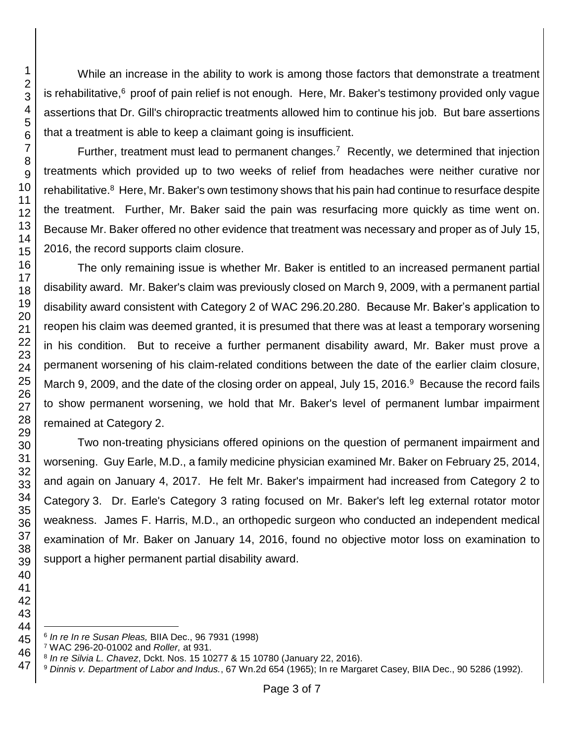While an increase in the ability to work is among those factors that demonstrate a treatment is rehabilitative,[6] proof of pain relief is not enough. Here, Mr. Baker's testimony provided only vague assertions that Dr. Gill's chiropractic treatments allowed him to continue his job. But bare assertions that a treatment is able to keep a claimant going is insufficient.

Further, treatment must lead to permanent changes.[7] Recently, we determined that injection treatments which provided up to two weeks of relief from headaches were neither curative nor rehabilitative.[8] Here, Mr. Baker's own testimony shows that his pain had continue to resurface despite the treatment. Further, Mr. Baker said the pain was resurfacing more quickly as time went on. Because Mr. Baker offered no other evidence that treatment was necessary and proper as of July 15, 2016, the record supports claim closure.

The only remaining issue is whether Mr. Baker is entitled to an increased permanent partial disability award. Mr. Baker's claim was previously closed on March 9, 2009, with a permanent partial disability award consistent with Category 2 of WAC 296.20.280. Because Mr. Baker's application to reopen his claim was deemed granted, it is presumed that there was at least a temporary worsening in his condition. But to receive a further permanent disability award, Mr. Baker must prove a permanent worsening of his claim-related conditions between the date of the earlier claim closure, March 9, 2009, and the date of the closing order on appeal, July 15, 2016.[9] Because the record fails to show permanent worsening, we hold that Mr. Baker's level of permanent lumbar impairment remained at Category 2.

Two non-treating physicians offered opinions on the question of permanent impairment and worsening. Guy Earle, M.D., a family medicine physician examined Mr. Baker on February 25, 2014, and again on January 4, 2017. He felt Mr. Baker's impairment had increased from Category 2 to Category 3. Dr. Earle's Category 3 rating focused on Mr. Baker's left leg external rotator motor weakness. James F. Harris, M.D., an orthopedic surgeon who conducted an independent medical examination of Mr. Baker on January 14, 2016, found no objective motor loss on examination to support a higher permanent partial disability award.

---

[6] *In re In re Susan Pleas,* BIIA Dec., 96 7931 (1998)

[7] WAC 296-20-01002 and *Roller,* at 931.

[8] *In re Silvia L. Chavez*, Dckt. Nos. 15 10277 & 15 10780 (January 22, 2016).

[9] *Dinnis v. Department of Labor and Indus.*, 67 Wn.2d 654 (1965); In re Margaret Casey, BIIA Dec., 90 5286 (1992).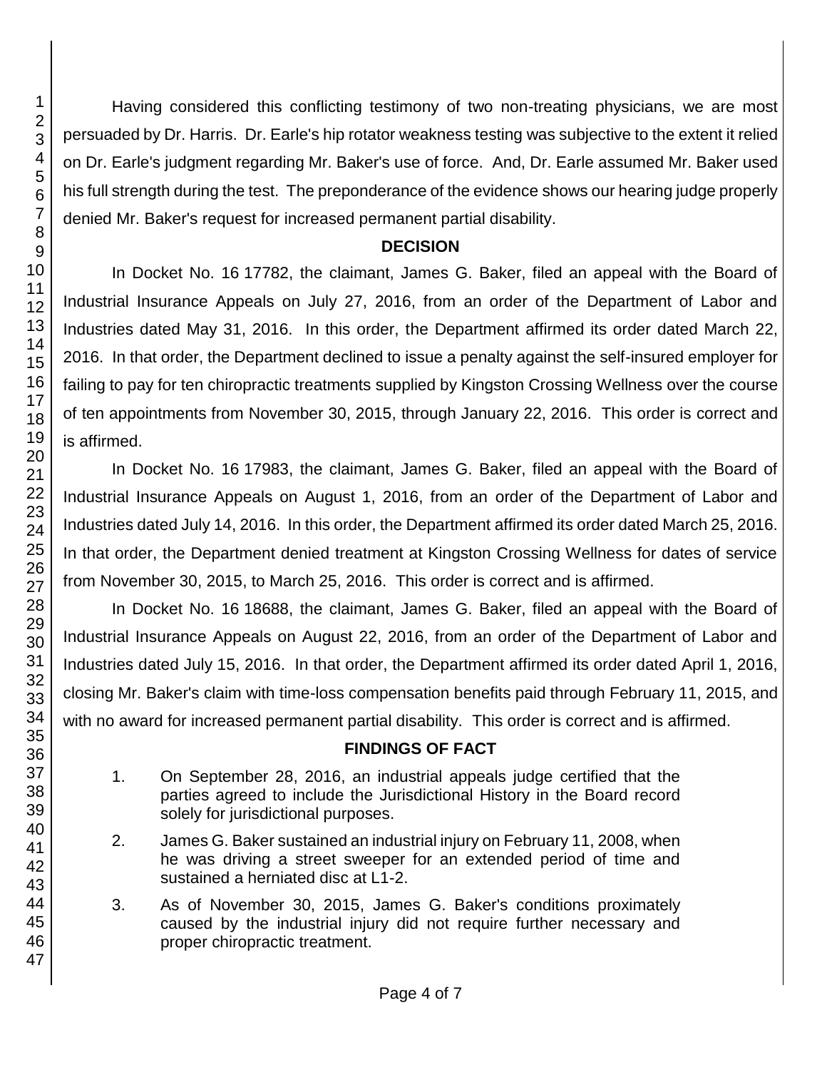Having considered this conflicting testimony of two non-treating physicians, we are most persuaded by Dr. Harris. Dr. Earle's hip rotator weakness testing was subjective to the extent it relied on Dr. Earle's judgment regarding Mr. Baker's use of force. And, Dr. Earle assumed Mr. Baker used his full strength during the test. The preponderance of the evidence shows our hearing judge properly denied Mr. Baker's request for increased permanent partial disability.

## DECISION

In Docket No. 16 17782, the claimant, James G. Baker, filed an appeal with the Board of Industrial Insurance Appeals on July 27, 2016, from an order of the Department of Labor and Industries dated May 31, 2016. In this order, the Department affirmed its order dated March 22, 2016. In that order, the Department declined to issue a penalty against the self-insured employer for failing to pay for ten chiropractic treatments supplied by Kingston Crossing Wellness over the course of ten appointments from November 30, 2015, through January 22, 2016. This order is correct and is affirmed.

In Docket No. 16 17983, the claimant, James G. Baker, filed an appeal with the Board of Industrial Insurance Appeals on August 1, 2016, from an order of the Department of Labor and Industries dated July 14, 2016. In this order, the Department affirmed its order dated March 25, 2016. In that order, the Department denied treatment at Kingston Crossing Wellness for dates of service from November 30, 2015, to March 25, 2016. This order is correct and is affirmed.

In Docket No. 16 18688, the claimant, James G. Baker, filed an appeal with the Board of Industrial Insurance Appeals on August 22, 2016, from an order of the Department of Labor and Industries dated July 15, 2016. In that order, the Department affirmed its order dated April 1, 2016, closing Mr. Baker's claim with time-loss compensation benefits paid through February 11, 2015, and with no award for increased permanent partial disability. This order is correct and is affirmed.

## FINDINGS OF FACT

1. On September 28, 2016, an industrial appeals judge certified that the parties agreed to include the Jurisdictional History in the Board record solely for jurisdictional purposes.
2. James G. Baker sustained an industrial injury on February 11, 2008, when he was driving a street sweeper for an extended period of time and sustained a herniated disc at L1-2.
3. As of November 30, 2015, James G. Baker's conditions proximately caused by the industrial injury did not require further necessary and proper chiropractic treatment.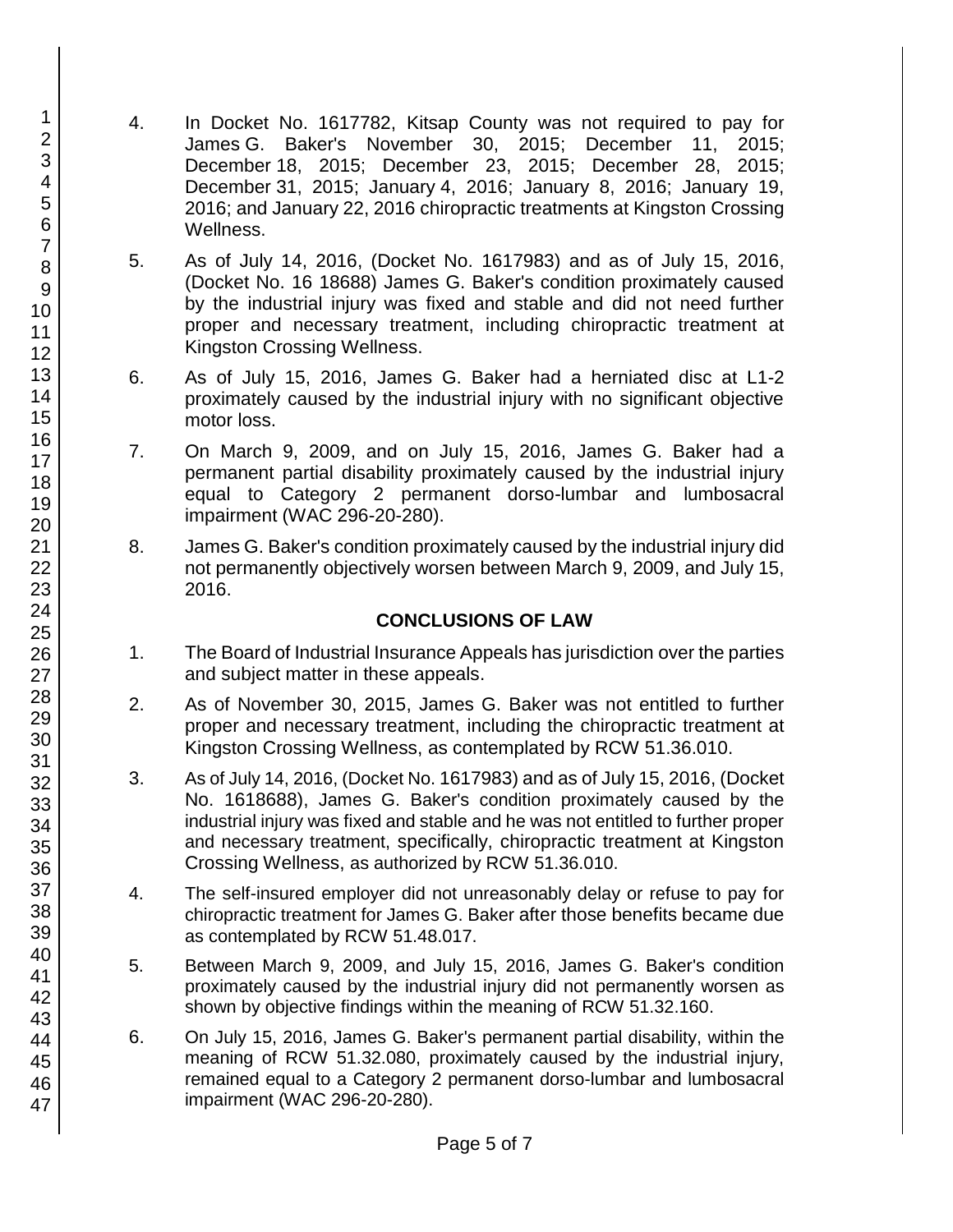4. In Docket No. 1617782, Kitsap County was not required to pay for James G. Baker's November 30, 2015; December 11, 2015; December 18, 2015; December 23, 2015; December 28, 2015; December 31, 2015; January 4, 2016; January 8, 2016; January 19, 2016; and January 22, 2016 chiropractic treatments at Kingston Crossing Wellness.

5. As of July 14, 2016, (Docket No. 1617983) and as of July 15, 2016, (Docket No. 16 18688) James G. Baker's condition proximately caused by the industrial injury was fixed and stable and did not need further proper and necessary treatment, including chiropractic treatment at Kingston Crossing Wellness.

6. As of July 15, 2016, James G. Baker had a herniated disc at L1-2 proximately caused by the industrial injury with no significant objective motor loss.

7. On March 9, 2009, and on July 15, 2016, James G. Baker had a permanent partial disability proximately caused by the industrial injury equal to Category 2 permanent dorso-lumbar and lumbosacral impairment (WAC 296-20-280).

8. James G. Baker's condition proximately caused by the industrial injury did not permanently objectively worsen between March 9, 2009, and July 15, 2016.

## CONCLUSIONS OF LAW

1. The Board of Industrial Insurance Appeals has jurisdiction over the parties and subject matter in these appeals.

2. As of November 30, 2015, James G. Baker was not entitled to further proper and necessary treatment, including the chiropractic treatment at Kingston Crossing Wellness, as contemplated by RCW 51.36.010.

3. As of July 14, 2016, (Docket No. 1617983) and as of July 15, 2016, (Docket No. 1618688), James G. Baker's condition proximately caused by the industrial injury was fixed and stable and he was not entitled to further proper and necessary treatment, specifically, chiropractic treatment at Kingston Crossing Wellness, as authorized by RCW 51.36.010.

4. The self-insured employer did not unreasonably delay or refuse to pay for chiropractic treatment for James G. Baker after those benefits became due as contemplated by RCW 51.48.017.

5. Between March 9, 2009, and July 15, 2016, James G. Baker's condition proximately caused by the industrial injury did not permanently worsen as shown by objective findings within the meaning of RCW 51.32.160.

6. On July 15, 2016, James G. Baker's permanent partial disability, within the meaning of RCW 51.32.080, proximately caused by the industrial injury, remained equal to a Category 2 permanent dorso-lumbar and lumbosacral impairment (WAC 296-20-280).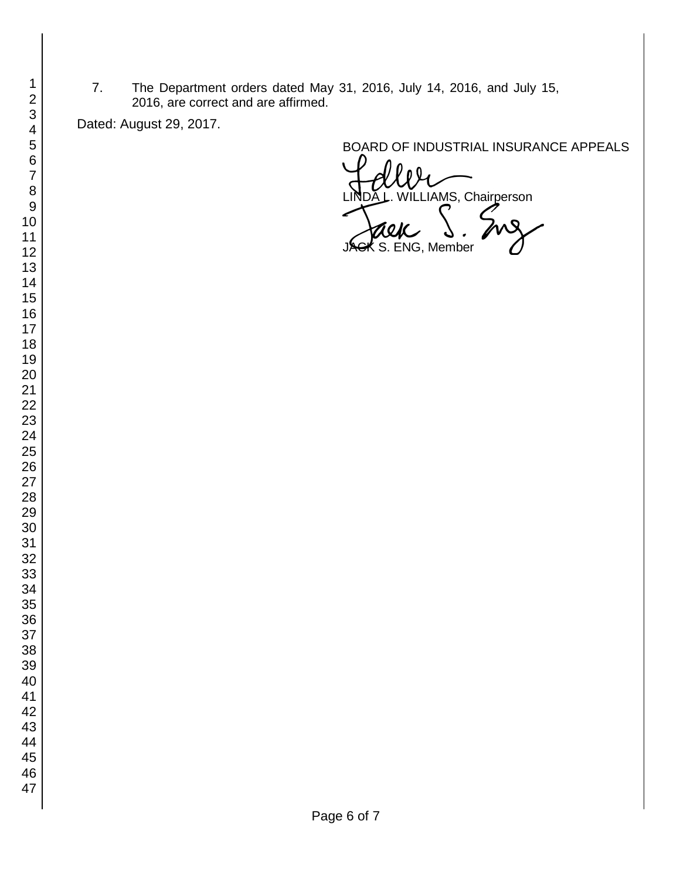7. The Department orders dated May 31, 2016, July 14, 2016, and July 15, 2016, are correct and are affirmed.

Dated: August 29, 2017.

BOARD OF INDUSTRIAL INSURANCE APPEALS

LINDA L. WILLIAMS, Chairperson

JACK S. ENG, Member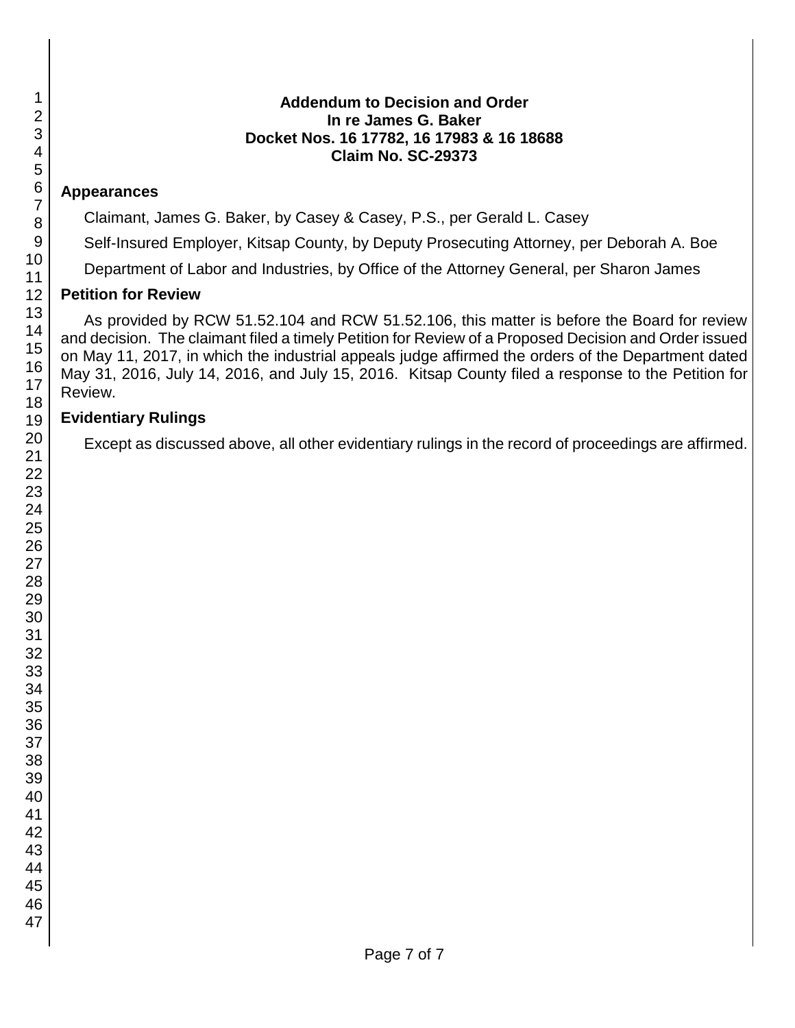**Addendum to Decision and Order**
**In re James G. Baker**
**Docket Nos. 16 17782, 16 17983 & 16 18688**
**Claim No. SC-29373**

## Appearances

Claimant, James G. Baker, by Casey & Casey, P.S., per Gerald L. Casey

Self-Insured Employer, Kitsap County, by Deputy Prosecuting Attorney, per Deborah A. Boe

Department of Labor and Industries, by Office of the Attorney General, per Sharon James

## Petition for Review

As provided by RCW 51.52.104 and RCW 51.52.106, this matter is before the Board for review and decision. The claimant filed a timely Petition for Review of a Proposed Decision and Order issued on May 11, 2017, in which the industrial appeals judge affirmed the orders of the Department dated May 31, 2016, July 14, 2016, and July 15, 2016. Kitsap County filed a response to the Petition for Review.

## Evidentiary Rulings

Except as discussed above, all other evidentiary rulings in the record of proceedings are affirmed.